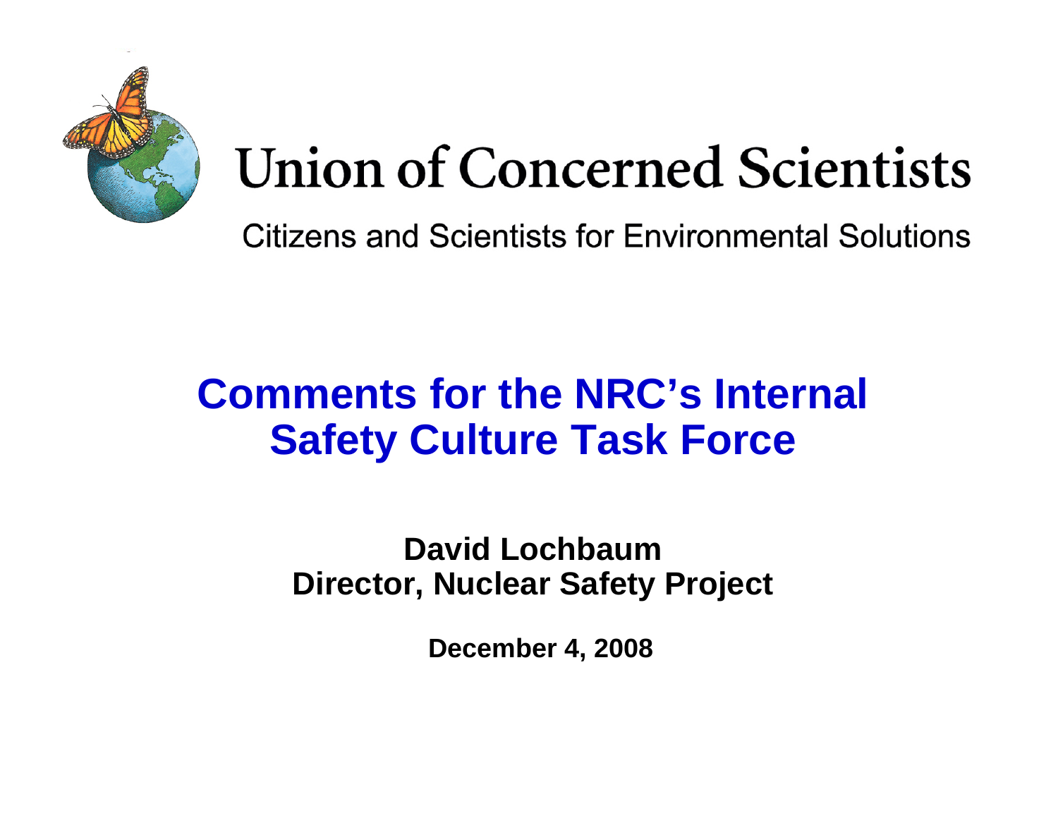# Union of Concerned Scientists

Citizens and Scientists for Environmental Solutions

## Comments for the NRC's Internal Safety Culture Task Force

**David Lochbaum**
**Director, Nuclear Safety Project**

**December 4, 2008**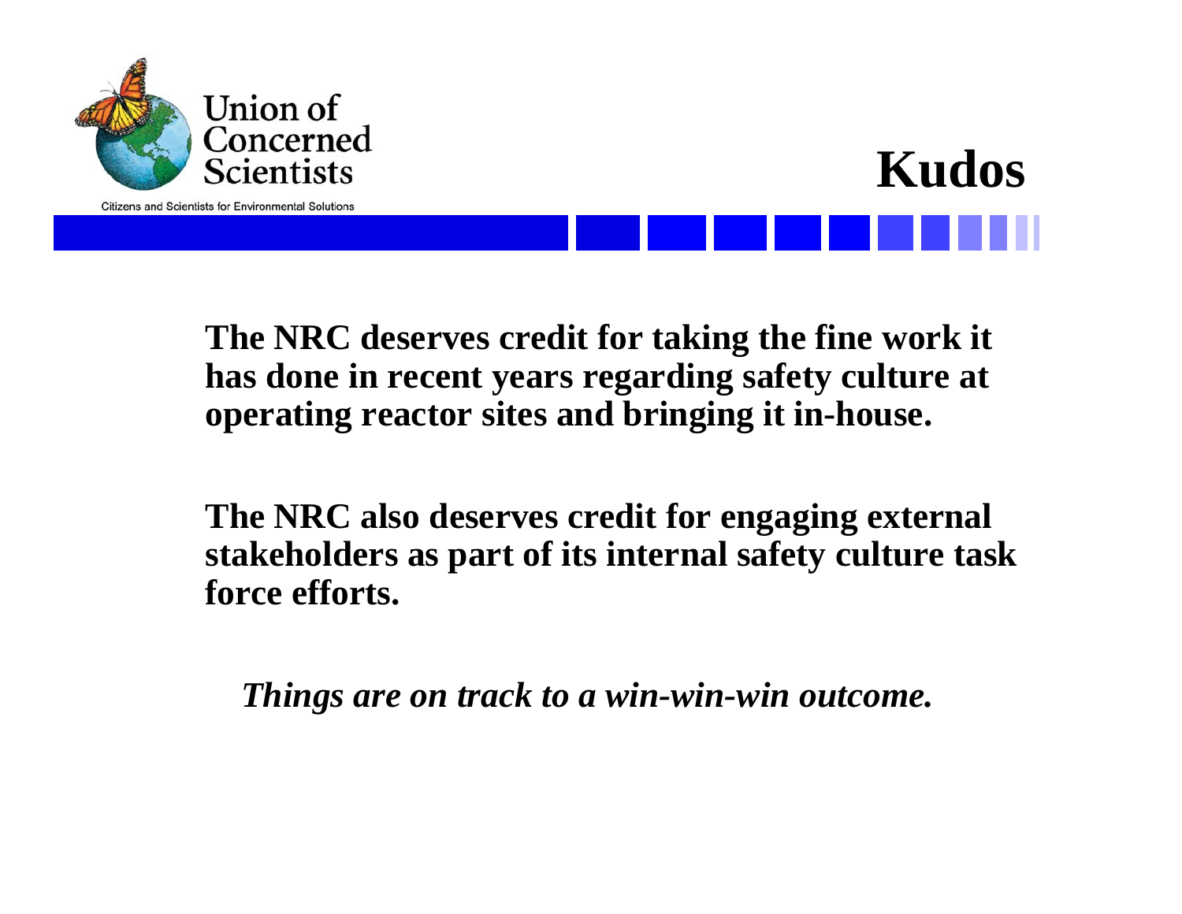# Kudos

**The NRC deserves credit for taking the fine work it has done in recent years regarding safety culture at operating reactor sites and bringing it in-house.**

**The NRC also deserves credit for engaging external stakeholders as part of its internal safety culture task force efforts.**

***Things are on track to a win-win-win outcome.***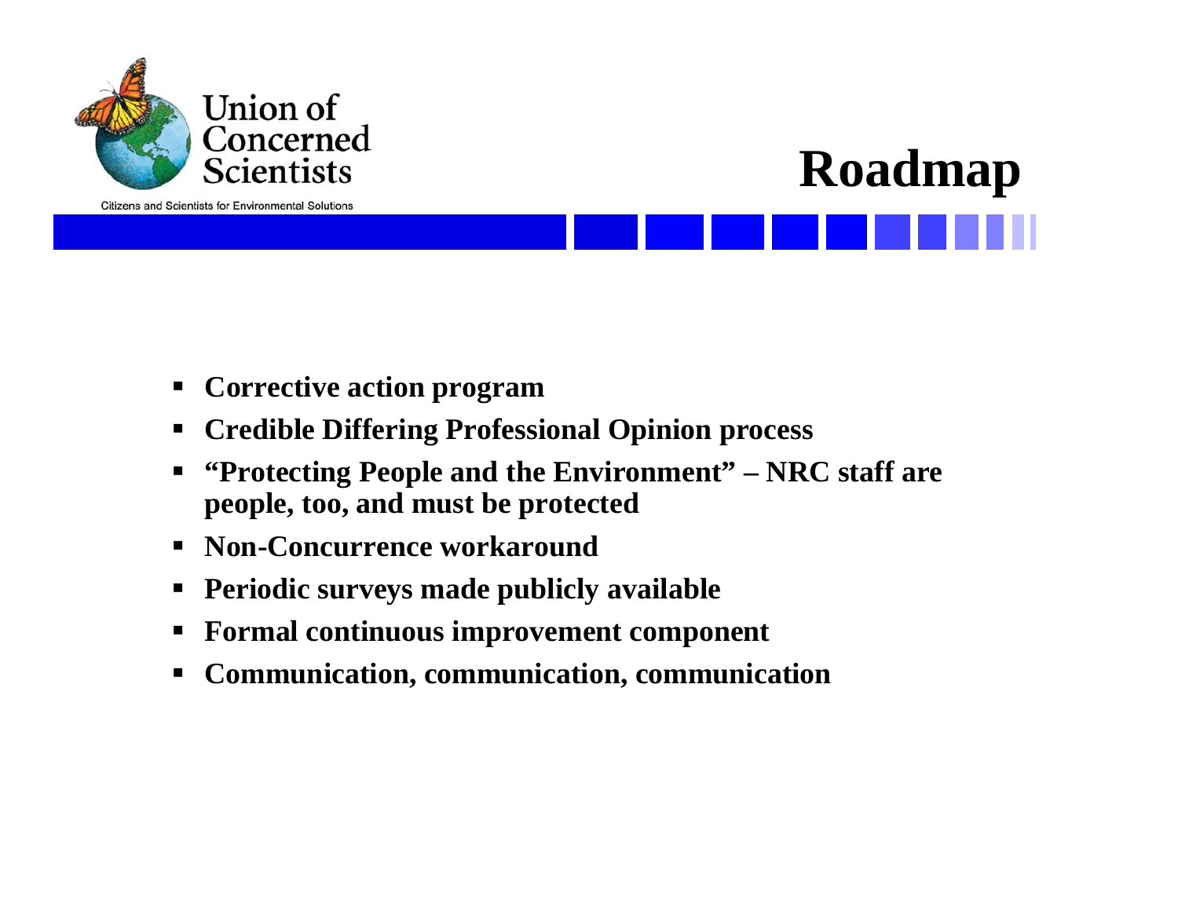# Roadmap

- **Corrective action program**
- **Credible Differing Professional Opinion process**
- **"Protecting People and the Environment" – NRC staff are people, too, and must be protected**
- **Non-Concurrence workaround**
- **Periodic surveys made publicly available**
- **Formal continuous improvement component**
- **Communication, communication, communication**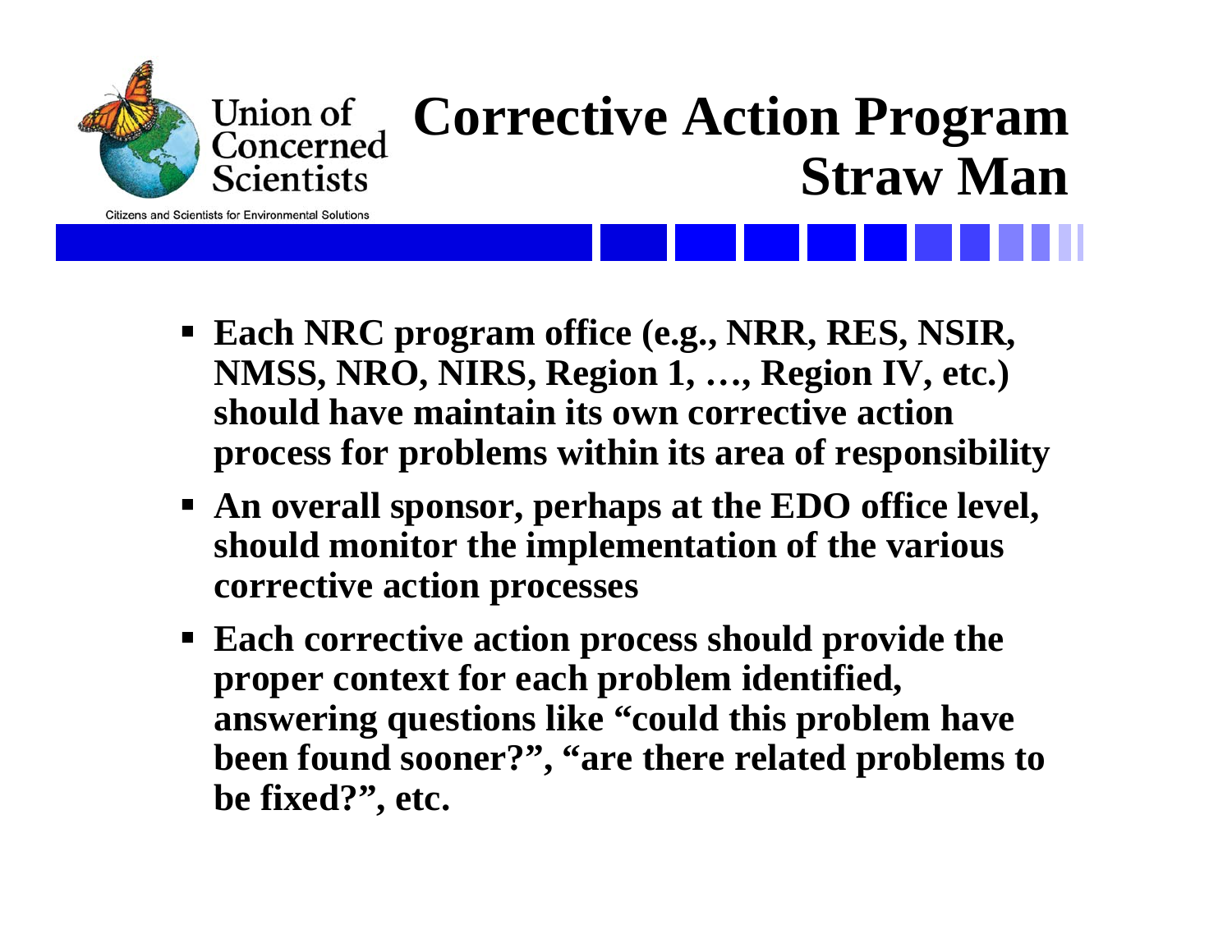# Corrective Action Program Straw Man

- **Each NRC program office (e.g., NRR, RES, NSIR, NMSS, NRO, NIRS, Region 1, …, Region IV, etc.) should have maintain its own corrective action process for problems within its area of responsibility**
- **An overall sponsor, perhaps at the EDO office level, should monitor the implementation of the various corrective action processes**
- **Each corrective action process should provide the proper context for each problem identified, answering questions like "could this problem have been found sooner?", "are there related problems to be fixed?", etc.**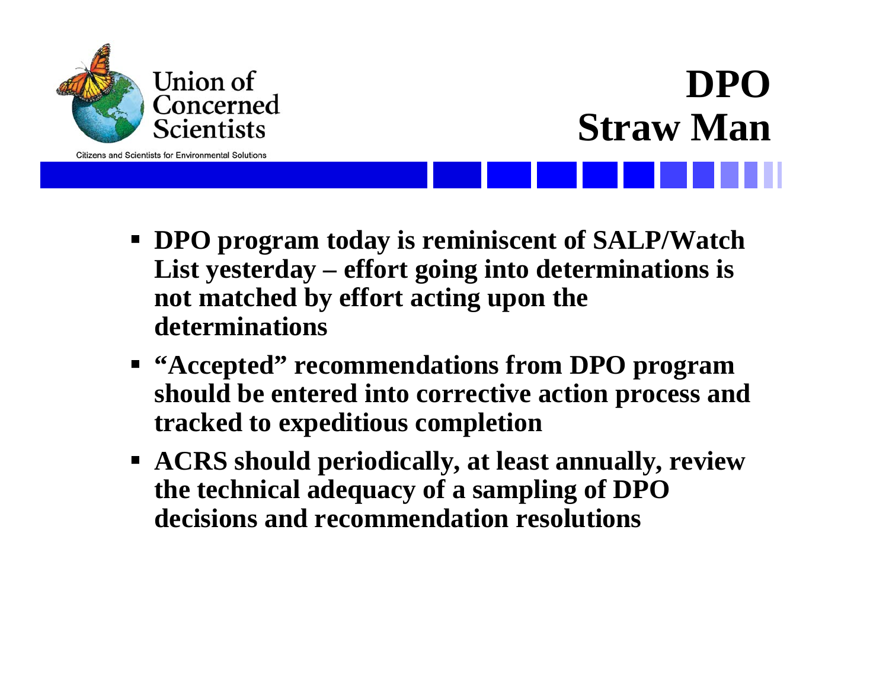# DPO Straw Man

- **DPO program today is reminiscent of SALP/Watch List yesterday – effort going into determinations is not matched by effort acting upon the determinations**
- **"Accepted" recommendations from DPO program should be entered into corrective action process and tracked to expeditious completion**
- **ACRS should periodically, at least annually, review the technical adequacy of a sampling of DPO decisions and recommendation resolutions**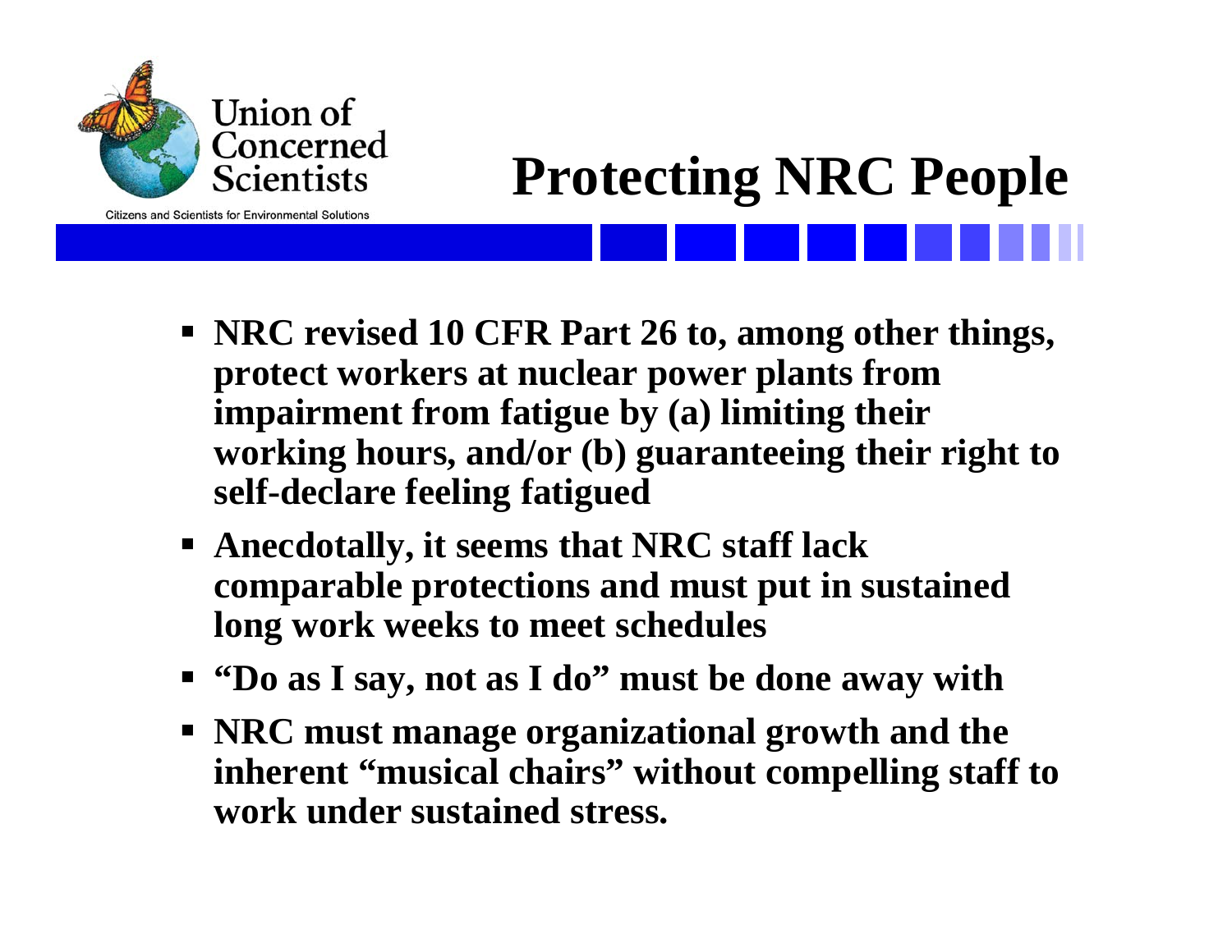# Protecting NRC People

- **NRC revised 10 CFR Part 26 to, among other things, protect workers at nuclear power plants from impairment from fatigue by (a) limiting their working hours, and/or (b) guaranteeing their right to self-declare feeling fatigued**
- **Anecdotally, it seems that NRC staff lack comparable protections and must put in sustained long work weeks to meet schedules**
- **"Do as I say, not as I do" must be done away with**
- **NRC must manage organizational growth and the inherent "musical chairs" without compelling staff to work under sustained stress.**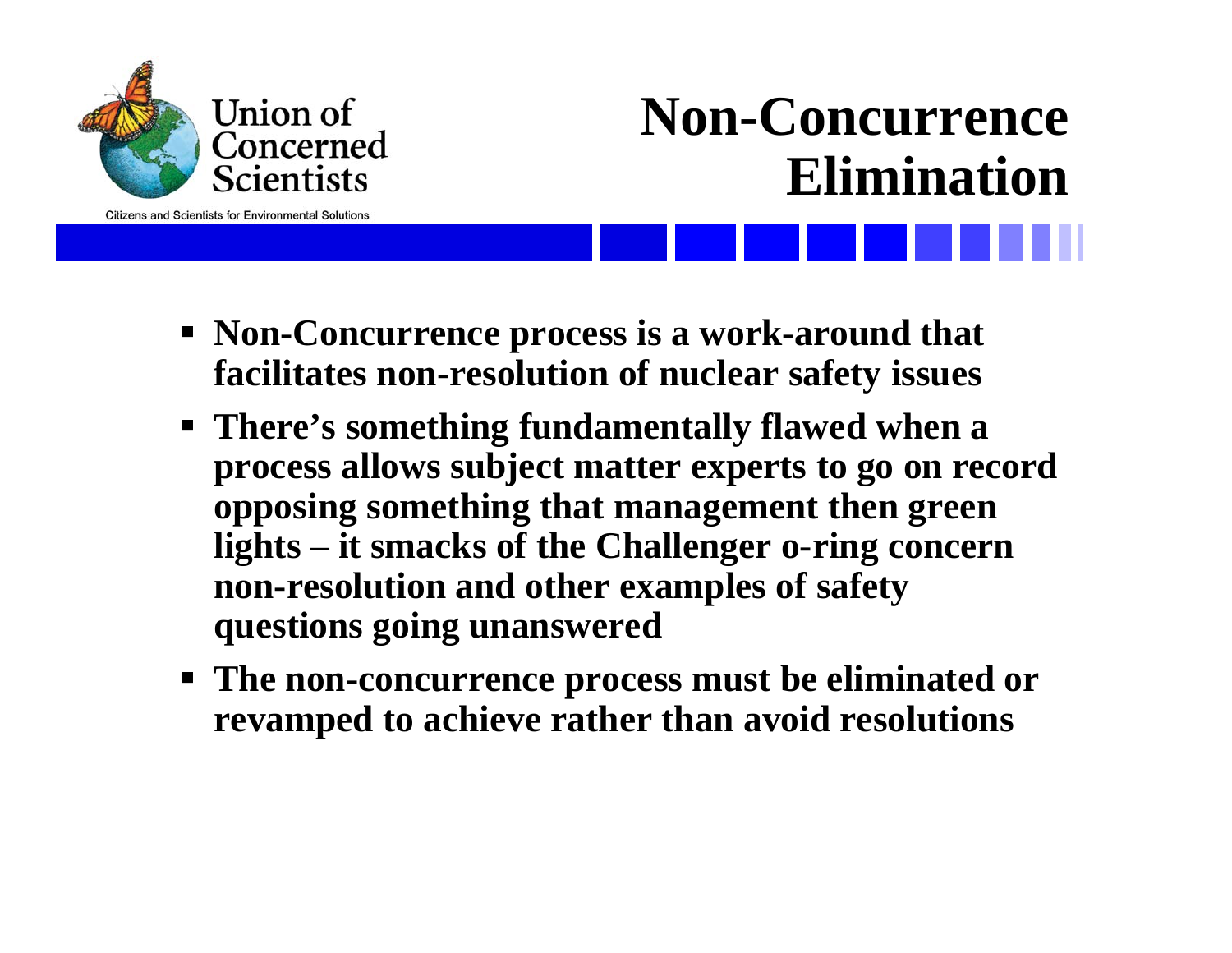# Non-Concurrence Elimination

- **Non-Concurrence process is a work-around that facilitates non-resolution of nuclear safety issues**
- **There's something fundamentally flawed when a process allows subject matter experts to go on record opposing something that management then green lights – it smacks of the Challenger o-ring concern non-resolution and other examples of safety questions going unanswered**
- **The non-concurrence process must be eliminated or revamped to achieve rather than avoid resolutions**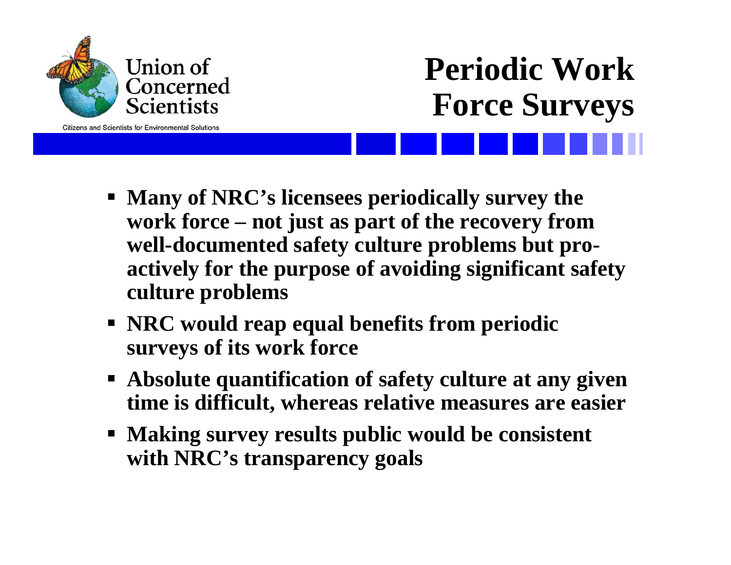# Periodic Work Force Surveys

- **Many of NRC's licensees periodically survey the work force – not just as part of the recovery from well-documented safety culture problems but pro-actively for the purpose of avoiding significant safety culture problems**
- **NRC would reap equal benefits from periodic surveys of its work force**
- **Absolute quantification of safety culture at any given time is difficult, whereas relative measures are easier**
- **Making survey results public would be consistent with NRC's transparency goals**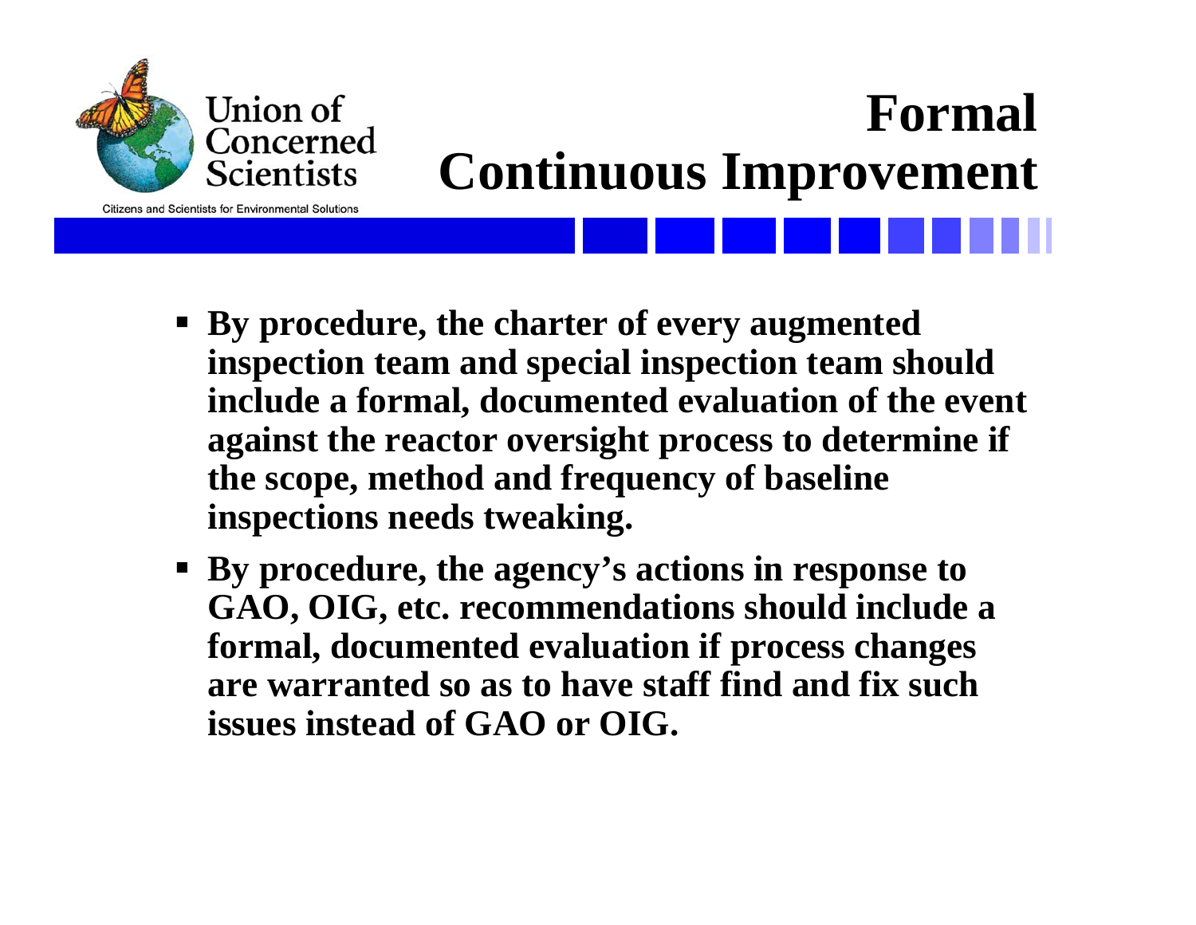Union of Concerned Scientists

Citizens and Scientists for Environmental Solutions

# Formal Continuous Improvement

- **By procedure, the charter of every augmented inspection team and special inspection team should include a formal, documented evaluation of the event against the reactor oversight process to determine if the scope, method and frequency of baseline inspections needs tweaking.**
- **By procedure, the agency's actions in response to GAO, OIG, etc. recommendations should include a formal, documented evaluation if process changes are warranted so as to have staff find and fix such issues instead of GAO or OIG.**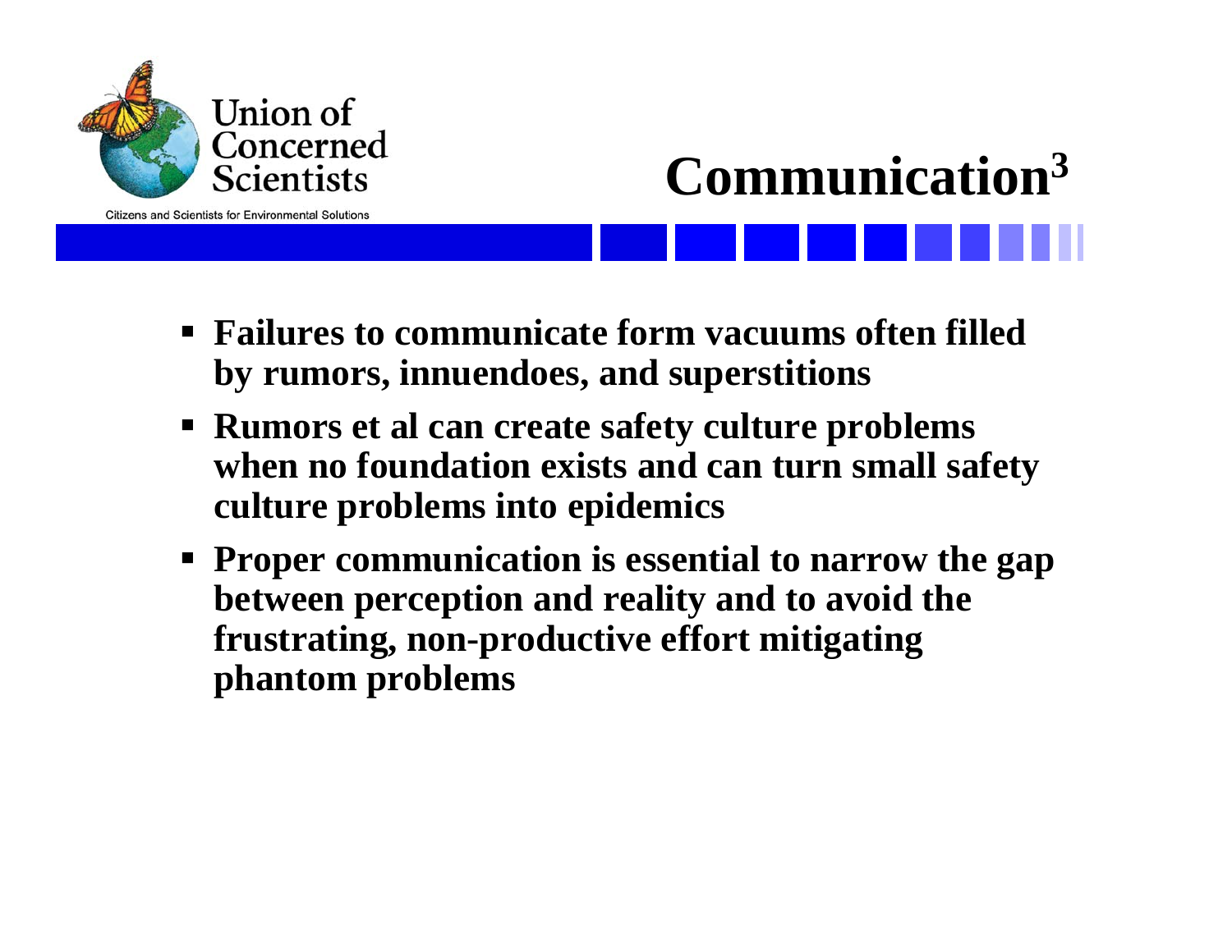Union of Concerned Scientists

Citizens and Scientists for Environmental Solutions

# Communication[3]

- **Failures to communicate form vacuums often filled by rumors, innuendoes, and superstitions**
- **Rumors et al can create safety culture problems when no foundation exists and can turn small safety culture problems into epidemics**
- **Proper communication is essential to narrow the gap between perception and reality and to avoid the frustrating, non-productive effort mitigating phantom problems**